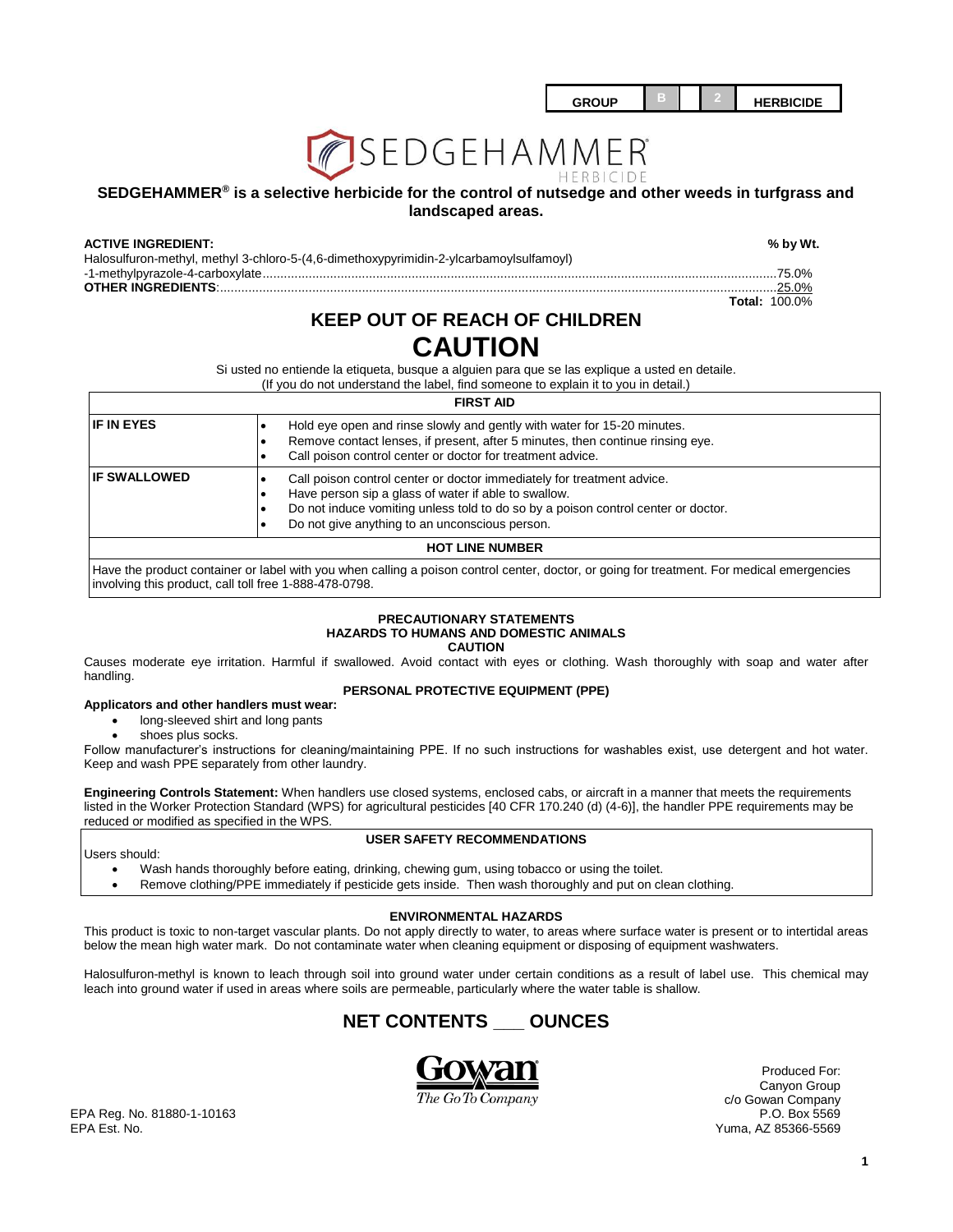| GROUP | B | | 2 | HERBICIDE |
|---|---|---|---|---|

# SEDGEHAMMER HERBICIDE

**SEDGEHAMMER® is a selective herbicide for the control of nutsedge and other weeds in turfgrass and landscaped areas.**

| **ACTIVE INGREDIENT:** | **% by Wt.** |
|---|---|
| Halosulfuron-methyl, methyl 3-chloro-5-(4,6-dimethoxypyrimidin-2-ylcarbamoylsulfamoyl)-1-methylpyrazole-4-carboxylate | 75.0% |
| **OTHER INGREDIENTS**: | 25.0% |
| **Total:** | 100.0% |

## KEEP OUT OF REACH OF CHILDREN

# CAUTION

Si usted no entiende la etiqueta, busque a alguien para que se las explique a usted en detaile.
(If you do not understand the label, find someone to explain it to you in detail.)

| FIRST AID | |
|---|---|
| **IF IN EYES** | • Hold eye open and rinse slowly and gently with water for 15-20 minutes.<br>• Remove contact lenses, if present, after 5 minutes, then continue rinsing eye.<br>• Call poison control center or doctor for treatment advice. |
| **IF SWALLOWED** | • Call poison control center or doctor immediately for treatment advice.<br>• Have person sip a glass of water if able to swallow.<br>• Do not induce vomiting unless told to do so by a poison control center or doctor.<br>• Do not give anything to an unconscious person. |
| **HOT LINE NUMBER** | |
| Have the product container or label with you when calling a poison control center, doctor, or going for treatment. For medical emergencies involving this product, call toll free 1-888-478-0798. | |

### PRECAUTIONARY STATEMENTS
### HAZARDS TO HUMANS AND DOMESTIC ANIMALS
### CAUTION

Causes moderate eye irritation. Harmful if swallowed. Avoid contact with eyes or clothing. Wash thoroughly with soap and water after handling.

### PERSONAL PROTECTIVE EQUIPMENT (PPE)

**Applicators and other handlers must wear:**

- long-sleeved shirt and long pants
- shoes plus socks.

Follow manufacturer's instructions for cleaning/maintaining PPE. If no such instructions for washables exist, use detergent and hot water. Keep and wash PPE separately from other laundry.

**Engineering Controls Statement:** When handlers use closed systems, enclosed cabs, or aircraft in a manner that meets the requirements listed in the Worker Protection Standard (WPS) for agricultural pesticides [40 CFR 170.240 (d) (4-6)], the handler PPE requirements may be reduced or modified as specified in the WPS.

### USER SAFETY RECOMMENDATIONS

Users should:

- Wash hands thoroughly before eating, drinking, chewing gum, using tobacco or using the toilet.
- Remove clothing/PPE immediately if pesticide gets inside. Then wash thoroughly and put on clean clothing.

### ENVIRONMENTAL HAZARDS

This product is toxic to non-target vascular plants. Do not apply directly to water, to areas where surface water is present or to intertidal areas below the mean high water mark. Do not contaminate water when cleaning equipment or disposing of equipment washwaters.

Halosulfuron-methyl is known to leach through soil into ground water under certain conditions as a result of label use. This chemical may leach into ground water if used in areas where soils are permeable, particularly where the water table is shallow.

## NET CONTENTS ___ OUNCES

Gowan
The GoTo Company

Produced For:
Canyon Group
c/o Gowan Company
P.O. Box 5569
Yuma, AZ 85366-5569

EPA Reg. No. 81880-1-10163
EPA Est. No.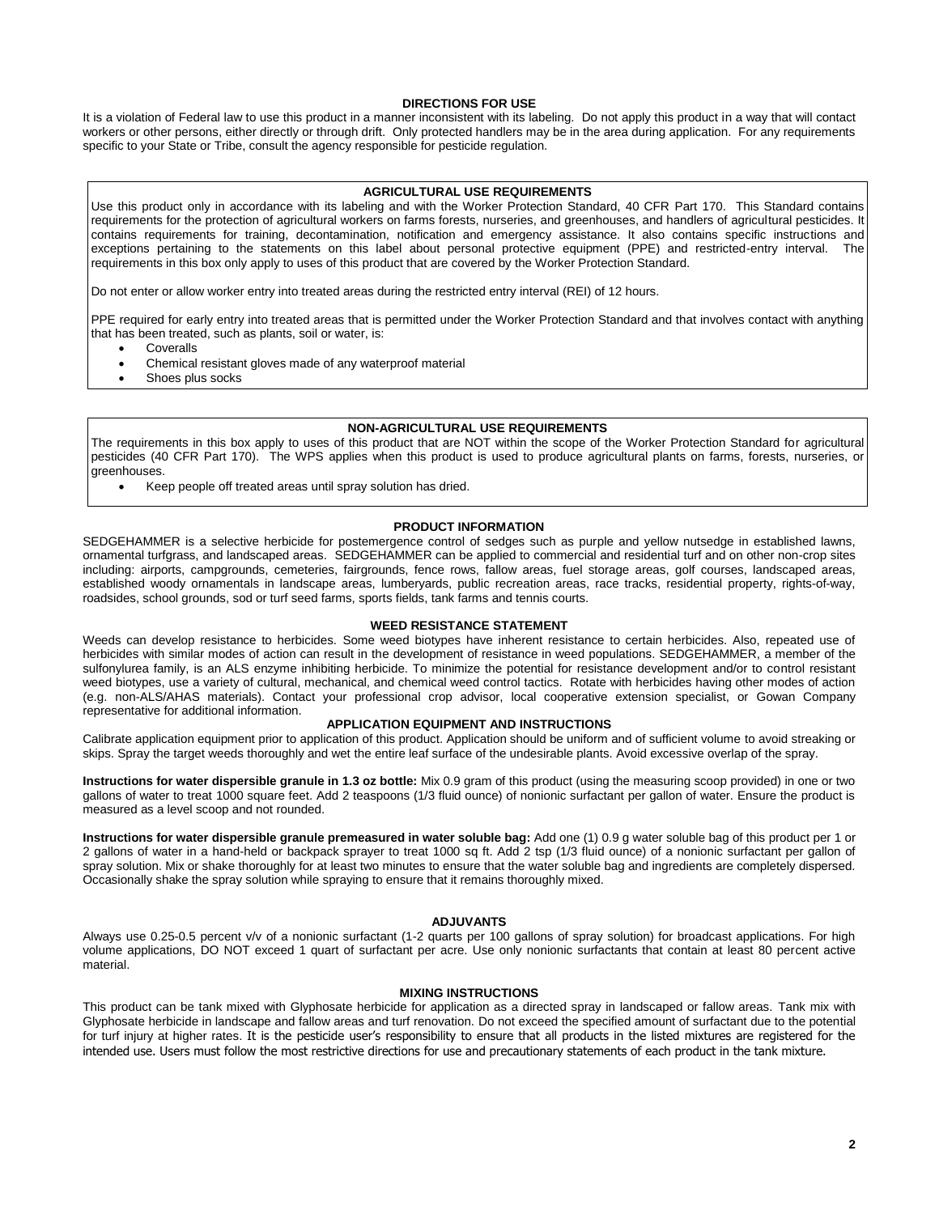## DIRECTIONS FOR USE

It is a violation of Federal law to use this product in a manner inconsistent with its labeling. Do not apply this product in a way that will contact workers or other persons, either directly or through drift. Only protected handlers may be in the area during application. For any requirements specific to your State or Tribe, consult the agency responsible for pesticide regulation.

### AGRICULTURAL USE REQUIREMENTS

Use this product only in accordance with its labeling and with the Worker Protection Standard, 40 CFR Part 170. This Standard contains requirements for the protection of agricultural workers on farms forests, nurseries, and greenhouses, and handlers of agricultural pesticides. It contains requirements for training, decontamination, notification and emergency assistance. It also contains specific instructions and exceptions pertaining to the statements on this label about personal protective equipment (PPE) and restricted-entry interval. The requirements in this box only apply to uses of this product that are covered by the Worker Protection Standard.

Do not enter or allow worker entry into treated areas during the restricted entry interval (REI) of 12 hours.

PPE required for early entry into treated areas that is permitted under the Worker Protection Standard and that involves contact with anything that has been treated, such as plants, soil or water, is:

- Coveralls
- Chemical resistant gloves made of any waterproof material
- Shoes plus socks

### NON-AGRICULTURAL USE REQUIREMENTS

The requirements in this box apply to uses of this product that are NOT within the scope of the Worker Protection Standard for agricultural pesticides (40 CFR Part 170). The WPS applies when this product is used to produce agricultural plants on farms, forests, nurseries, or greenhouses.

- Keep people off treated areas until spray solution has dried.

### PRODUCT INFORMATION

SEDGEHAMMER is a selective herbicide for postemergence control of sedges such as purple and yellow nutsedge in established lawns, ornamental turfgrass, and landscaped areas. SEDGEHAMMER can be applied to commercial and residential turf and on other non-crop sites including: airports, campgrounds, cemeteries, fairgrounds, fence rows, fallow areas, fuel storage areas, golf courses, landscaped areas, established woody ornamentals in landscape areas, lumberyards, public recreation areas, race tracks, residential property, rights-of-way, roadsides, school grounds, sod or turf seed farms, sports fields, tank farms and tennis courts.

### WEED RESISTANCE STATEMENT

Weeds can develop resistance to herbicides. Some weed biotypes have inherent resistance to certain herbicides. Also, repeated use of herbicides with similar modes of action can result in the development of resistance in weed populations. SEDGEHAMMER, a member of the sulfonylurea family, is an ALS enzyme inhibiting herbicide. To minimize the potential for resistance development and/or to control resistant weed biotypes, use a variety of cultural, mechanical, and chemical weed control tactics. Rotate with herbicides having other modes of action (e.g. non-ALS/AHAS materials). Contact your professional crop advisor, local cooperative extension specialist, or Gowan Company representative for additional information.

### APPLICATION EQUIPMENT AND INSTRUCTIONS

Calibrate application equipment prior to application of this product. Application should be uniform and of sufficient volume to avoid streaking or skips. Spray the target weeds thoroughly and wet the entire leaf surface of the undesirable plants. Avoid excessive overlap of the spray.

**Instructions for water dispersible granule in 1.3 oz bottle:** Mix 0.9 gram of this product (using the measuring scoop provided) in one or two gallons of water to treat 1000 square feet. Add 2 teaspoons (1/3 fluid ounce) of nonionic surfactant per gallon of water. Ensure the product is measured as a level scoop and not rounded.

**Instructions for water dispersible granule premeasured in water soluble bag:** Add one (1) 0.9 g water soluble bag of this product per 1 or 2 gallons of water in a hand-held or backpack sprayer to treat 1000 sq ft. Add 2 tsp (1/3 fluid ounce) of a nonionic surfactant per gallon of spray solution. Mix or shake thoroughly for at least two minutes to ensure that the water soluble bag and ingredients are completely dispersed. Occasionally shake the spray solution while spraying to ensure that it remains thoroughly mixed.

### ADJUVANTS

Always use 0.25-0.5 percent v/v of a nonionic surfactant (1-2 quarts per 100 gallons of spray solution) for broadcast applications. For high volume applications, DO NOT exceed 1 quart of surfactant per acre. Use only nonionic surfactants that contain at least 80 percent active material.

### MIXING INSTRUCTIONS

This product can be tank mixed with Glyphosate herbicide for application as a directed spray in landscaped or fallow areas. Tank mix with Glyphosate herbicide in landscape and fallow areas and turf renovation. Do not exceed the specified amount of surfactant due to the potential for turf injury at higher rates. It is the pesticide user's responsibility to ensure that all products in the listed mixtures are registered for the intended use. Users must follow the most restrictive directions for use and precautionary statements of each product in the tank mixture.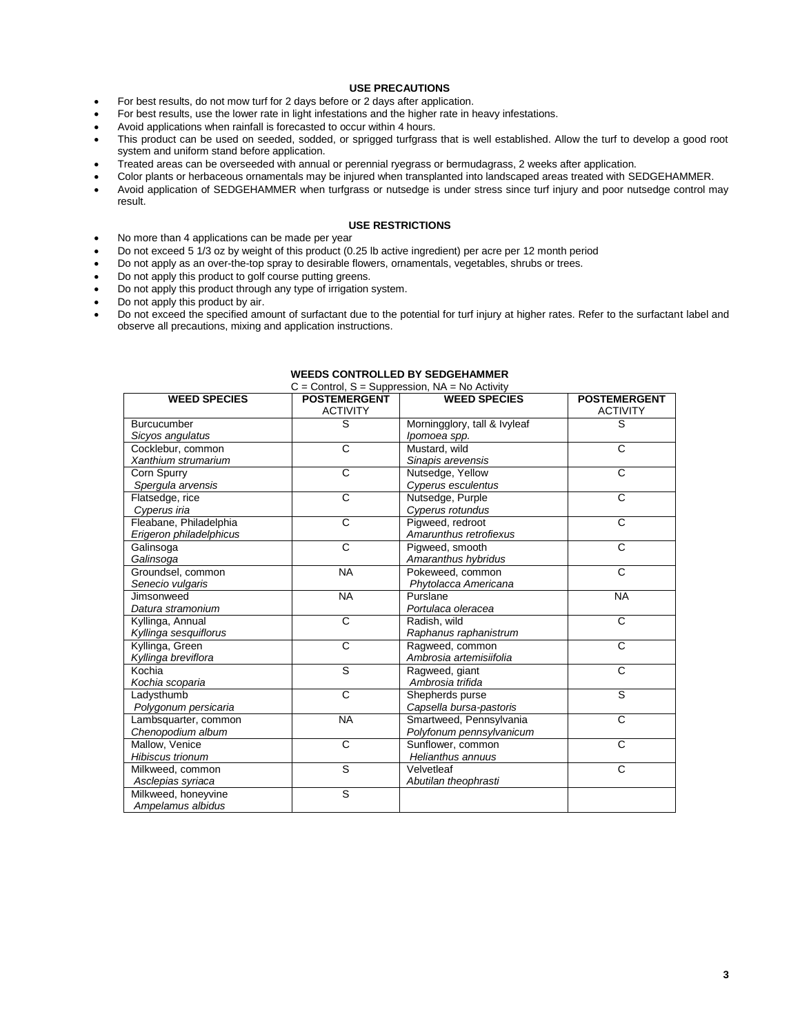## USE PRECAUTIONS

- For best results, do not mow turf for 2 days before or 2 days after application.
- For best results, use the lower rate in light infestations and the higher rate in heavy infestations.
- Avoid applications when rainfall is forecasted to occur within 4 hours.
- This product can be used on seeded, sodded, or sprigged turfgrass that is well established. Allow the turf to develop a good root system and uniform stand before application.
- Treated areas can be overseeded with annual or perennial ryegrass or bermudagrass, 2 weeks after application.
- Color plants or herbaceous ornamentals may be injured when transplanted into landscaped areas treated with SEDGEHAMMER.
- Avoid application of SEDGEHAMMER when turfgrass or nutsedge is under stress since turf injury and poor nutsedge control may result.

## USE RESTRICTIONS

- No more than 4 applications can be made per year
- Do not exceed 5 1/3 oz by weight of this product (0.25 lb active ingredient) per acre per 12 month period
- Do not apply as an over-the-top spray to desirable flowers, ornamentals, vegetables, shrubs or trees.
- Do not apply this product to golf course putting greens.
- Do not apply this product through any type of irrigation system.
- Do not apply this product by air.
- Do not exceed the specified amount of surfactant due to the potential for turf injury at higher rates. Refer to the surfactant label and observe all precautions, mixing and application instructions.

**WEEDS CONTROLLED BY SEDGEHAMMER**

C = Control, S = Suppression, NA = No Activity

| WEED SPECIES | POSTEMERGENT ACTIVITY | WEED SPECIES | POSTEMERGENT ACTIVITY |
|---|---|---|---|
| Burcucumber *Sicyos angulatus* | S | Morningglory, tall & Ivyleaf *Ipomoea spp.* | S |
| Cocklebur, common *Xanthium strumarium* | C | Mustard, wild *Sinapis arevensis* | C |
| Corn Spurry *Spergula arvensis* | C | Nutsedge, Yellow *Cyperus esculentus* | C |
| Flatsedge, rice *Cyperus iria* | C | Nutsedge, Purple *Cyperus rotundus* | C |
| Fleabane, Philadelphia *Erigeron philadelphicus* | C | Pigweed, redroot *Amarunthus retrofiexus* | C |
| Galinsoga *Galinsoga* | C | Pigweed, smooth *Amaranthus hybridus* | C |
| Groundsel, common *Senecio vulgaris* | NA | Pokeweed, common *Phytolacca Americana* | C |
| Jimsonweed *Datura stramonium* | NA | Purslane *Portulaca oleracea* | NA |
| Kyllinga, Annual *Kyllinga sesquiflorus* | C | Radish, wild *Raphanus raphanistrum* | C |
| Kyllinga, Green *Kyllinga breviflora* | C | Ragweed, common *Ambrosia artemisiifolia* | C |
| Kochia *Kochia scoparia* | S | Ragweed, giant *Ambrosia trifida* | C |
| Ladysthumb *Polygonum persicaria* | C | Shepherds purse *Capsella bursa-pastoris* | S |
| Lambsquarter, common *Chenopodium album* | NA | Smartweed, Pennsylvania *Polyfonum pennsylvanicum* | C |
| Mallow, Venice *Hibiscus trionum* | C | Sunflower, common *Helianthus annuus* | C |
| Milkweed, common *Asclepias syriaca* | S | Velvetleaf *Abutilan theophrasti* | C |
| Milkweed, honeyvine *Ampelamus albidus* | S | | |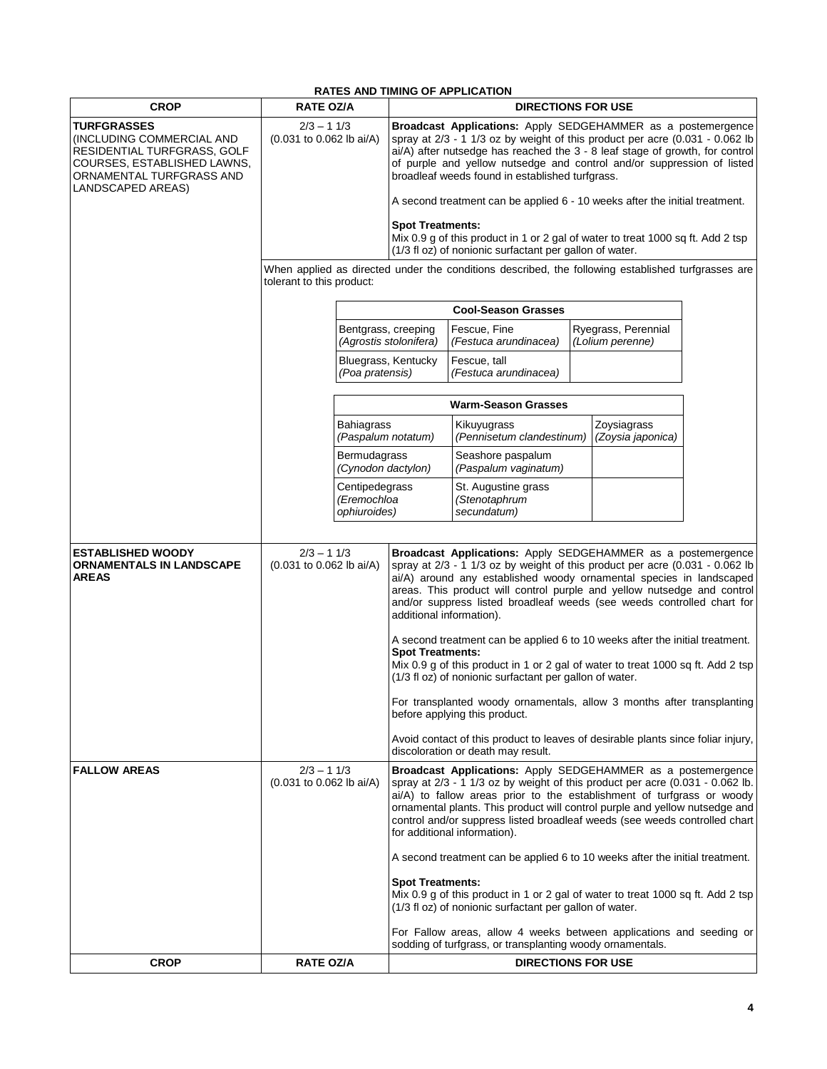**RATES AND TIMING OF APPLICATION**

| CROP | RATE OZ/A | DIRECTIONS FOR USE |
|---|---|---|
| **TURFGRASSES** (INCLUDING COMMERCIAL AND RESIDENTIAL TURFGRASS, GOLF COURSES, ESTABLISHED LAWNS, ORNAMENTAL TURFGRASS AND LANDSCAPED AREAS) | 2/3 – 1 1/3 (0.031 to 0.062 lb ai/A) | **Broadcast Applications:** Apply SEDGEHAMMER as a postemergence spray at 2/3 - 1 1/3 oz by weight of this product per acre (0.031 - 0.062 lb ai/A) after nutsedge has reached the 3 - 8 leaf stage of growth, for control of purple and yellow nutsedge and control and/or suppression of listed broadleaf weeds found in established turfgrass.<br><br>A second treatment can be applied 6 - 10 weeks after the initial treatment.<br><br>**Spot Treatments:**<br>Mix 0.9 g of this product in 1 or 2 gal of water to treat 1000 sq ft. Add 2 tsp (1/3 fl oz) of nonionic surfactant per gallon of water. |
| | When applied as directed under the conditions described, the following established turfgrasses are tolerant to this product: | |

| Cool-Season Grasses | | |
|---|---|---|
| Bentgrass, creeping *(Agrostis stolonifera)* | Fescue, Fine *(Festuca arundinacea)* | Ryegrass, Perennial *(Lolium perenne)* |
| Bluegrass, Kentucky *(Poa pratensis)* | Fescue, tall *(Festuca arundinacea)* | |

| Warm-Season Grasses | | |
|---|---|---|
| Bahiagrass *(Paspalum notatum)* | Kikuyugrass *(Pennisetum clandestinum)* | Zoysiagrass *(Zoysia japonica)* |
| Bermudagrass *(Cynodon dactylon)* | Seashore paspalum *(Paspalum vaginatum)* | |
| Centipedegrass *(Eremochloa ophiuroides)* | St. Augustine grass *(Stenotaphrum secundatum)* | |

| CROP | RATE OZ/A | DIRECTIONS FOR USE |
|---|---|---|
| **ESTABLISHED WOODY ORNAMENTALS IN LANDSCAPE AREAS** | 2/3 – 1 1/3 (0.031 to 0.062 lb ai/A) | **Broadcast Applications:** Apply SEDGEHAMMER as a postemergence spray at 2/3 - 1 1/3 oz by weight of this product per acre (0.031 - 0.062 lb ai/A) around any established woody ornamental species in landscaped areas. This product will control purple and yellow nutsedge and control and/or suppress listed broadleaf weeds (see weeds controlled chart for additional information).<br><br>A second treatment can be applied 6 to 10 weeks after the initial treatment.<br>**Spot Treatments:**<br>Mix 0.9 g of this product in 1 or 2 gal of water to treat 1000 sq ft. Add 2 tsp (1/3 fl oz) of nonionic surfactant per gallon of water.<br><br>For transplanted woody ornamentals, allow 3 months after transplanting before applying this product.<br><br>Avoid contact of this product to leaves of desirable plants since foliar injury, discoloration or death may result. |
| **FALLOW AREAS** | 2/3 – 1 1/3 (0.031 to 0.062 lb ai/A) | **Broadcast Applications:** Apply SEDGEHAMMER as a postemergence spray at 2/3 - 1 1/3 oz by weight of this product per acre (0.031 - 0.062 lb. ai/A) to fallow areas prior to the establishment of turfgrass or woody ornamental plants. This product will control purple and yellow nutsedge and control and/or suppress listed broadleaf weeds (see weeds controlled chart for additional information).<br><br>A second treatment can be applied 6 to 10 weeks after the initial treatment.<br><br>**Spot Treatments:**<br>Mix 0.9 g of this product in 1 or 2 gal of water to treat 1000 sq ft. Add 2 tsp (1/3 fl oz) of nonionic surfactant per gallon of water.<br><br>For Fallow areas, allow 4 weeks between applications and seeding or sodding of turfgrass, or transplanting woody ornamentals. |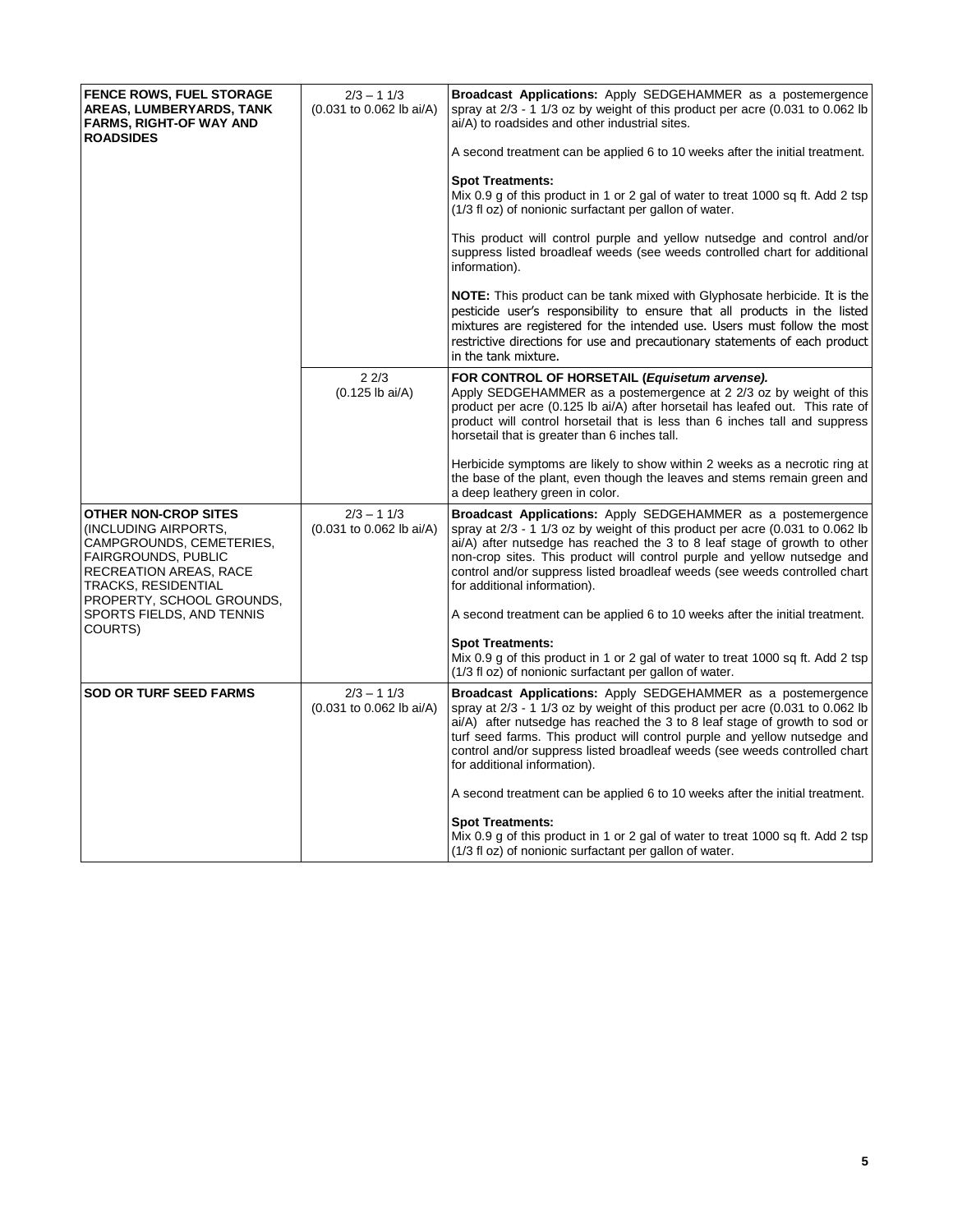| | | |
|---|---|---|
| **FENCE ROWS, FUEL STORAGE AREAS, LUMBERYARDS, TANK FARMS, RIGHT-OF WAY AND ROADSIDES** | 2/3 – 1 1/3<br>(0.031 to 0.062 lb ai/A) | **Broadcast Applications:** Apply SEDGEHAMMER as a postemergence spray at 2/3 - 1 1/3 oz by weight of this product per acre (0.031 to 0.062 lb ai/A) to roadsides and other industrial sites.<br><br>A second treatment can be applied 6 to 10 weeks after the initial treatment.<br><br>**Spot Treatments:**<br>Mix 0.9 g of this product in 1 or 2 gal of water to treat 1000 sq ft. Add 2 tsp (1/3 fl oz) of nonionic surfactant per gallon of water.<br><br>This product will control purple and yellow nutsedge and control and/or suppress listed broadleaf weeds (see weeds controlled chart for additional information).<br><br>**NOTE:** This product can be tank mixed with Glyphosate herbicide. It is the pesticide user's responsibility to ensure that all products in the listed mixtures are registered for the intended use. Users must follow the most restrictive directions for use and precautionary statements of each product in the tank mixture. |
| | 2 2/3<br>(0.125 lb ai/A) | **FOR CONTROL OF HORSETAIL (*Equisetum arvense*).**<br>Apply SEDGEHAMMER as a postemergence at 2 2/3 oz by weight of this product per acre (0.125 lb ai/A) after horsetail has leafed out. This rate of product will control horsetail that is less than 6 inches tall and suppress horsetail that is greater than 6 inches tall.<br><br>Herbicide symptoms are likely to show within 2 weeks as a necrotic ring at the base of the plant, even though the leaves and stems remain green and a deep leathery green in color. |
| **OTHER NON-CROP SITES** (INCLUDING AIRPORTS, CAMPGROUNDS, CEMETERIES, FAIRGROUNDS, PUBLIC RECREATION AREAS, RACE TRACKS, RESIDENTIAL PROPERTY, SCHOOL GROUNDS, SPORTS FIELDS, AND TENNIS COURTS) | 2/3 – 1 1/3<br>(0.031 to 0.062 lb ai/A) | **Broadcast Applications:** Apply SEDGEHAMMER as a postemergence spray at 2/3 - 1 1/3 oz by weight of this product per acre (0.031 to 0.062 lb ai/A) after nutsedge has reached the 3 to 8 leaf stage of growth to other non-crop sites. This product will control purple and yellow nutsedge and control and/or suppress listed broadleaf weeds (see weeds controlled chart for additional information).<br><br>A second treatment can be applied 6 to 10 weeks after the initial treatment.<br><br>**Spot Treatments:**<br>Mix 0.9 g of this product in 1 or 2 gal of water to treat 1000 sq ft. Add 2 tsp (1/3 fl oz) of nonionic surfactant per gallon of water. |
| **SOD OR TURF SEED FARMS** | 2/3 – 1 1/3<br>(0.031 to 0.062 lb ai/A) | **Broadcast Applications:** Apply SEDGEHAMMER as a postemergence spray at 2/3 - 1 1/3 oz by weight of this product per acre (0.031 to 0.062 lb ai/A) after nutsedge has reached the 3 to 8 leaf stage of growth to sod or turf seed farms. This product will control purple and yellow nutsedge and control and/or suppress listed broadleaf weeds (see weeds controlled chart for additional information).<br><br>A second treatment can be applied 6 to 10 weeks after the initial treatment.<br><br>**Spot Treatments:**<br>Mix 0.9 g of this product in 1 or 2 gal of water to treat 1000 sq ft. Add 2 tsp (1/3 fl oz) of nonionic surfactant per gallon of water. |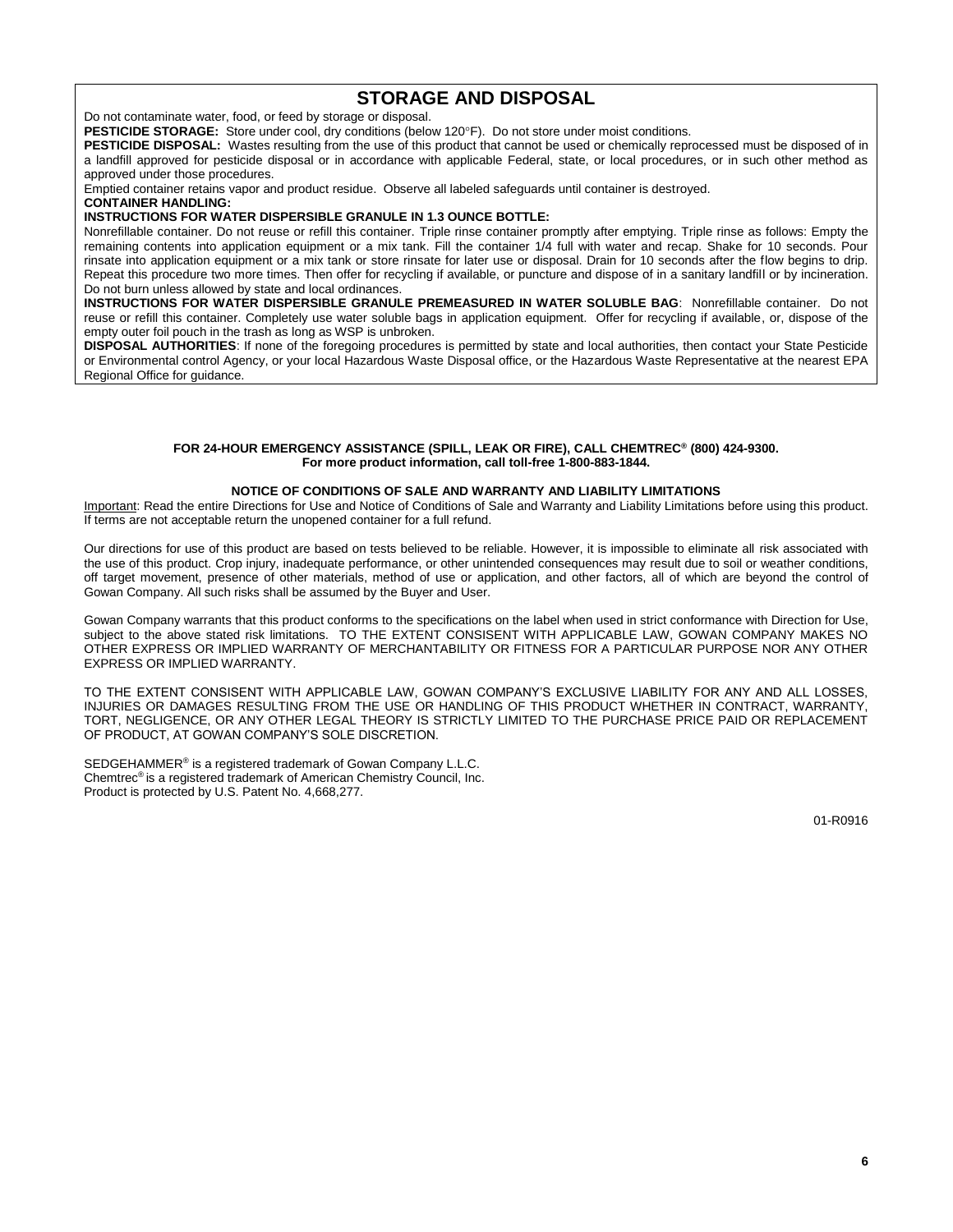## STORAGE AND DISPOSAL

Do not contaminate water, food, or feed by storage or disposal.

**PESTICIDE STORAGE:** Store under cool, dry conditions (below 120°F). Do not store under moist conditions.

**PESTICIDE DISPOSAL:** Wastes resulting from the use of this product that cannot be used or chemically reprocessed must be disposed of in a landfill approved for pesticide disposal or in accordance with applicable Federal, state, or local procedures, or in such other method as approved under those procedures.

Emptied container retains vapor and product residue. Observe all labeled safeguards until container is destroyed.

**CONTAINER HANDLING:**

**INSTRUCTIONS FOR WATER DISPERSIBLE GRANULE IN 1.3 OUNCE BOTTLE:**

Nonrefillable container. Do not reuse or refill this container. Triple rinse container promptly after emptying. Triple rinse as follows: Empty the remaining contents into application equipment or a mix tank. Fill the container 1/4 full with water and recap. Shake for 10 seconds. Pour rinsate into application equipment or a mix tank or store rinsate for later use or disposal. Drain for 10 seconds after the flow begins to drip. Repeat this procedure two more times. Then offer for recycling if available, or puncture and dispose of in a sanitary landfill or by incineration. Do not burn unless allowed by state and local ordinances.

**INSTRUCTIONS FOR WATER DISPERSIBLE GRANULE PREMEASURED IN WATER SOLUBLE BAG**: Nonrefillable container. Do not reuse or refill this container. Completely use water soluble bags in application equipment. Offer for recycling if available, or, dispose of the empty outer foil pouch in the trash as long as WSP is unbroken.

**DISPOSAL AUTHORITIES**: If none of the foregoing procedures is permitted by state and local authorities, then contact your State Pesticide or Environmental control Agency, or your local Hazardous Waste Disposal office, or the Hazardous Waste Representative at the nearest EPA Regional Office for guidance.

**FOR 24-HOUR EMERGENCY ASSISTANCE (SPILL, LEAK OR FIRE), CALL CHEMTREC® (800) 424-9300.**
**For more product information, call toll-free 1-800-883-1844.**

**NOTICE OF CONDITIONS OF SALE AND WARRANTY AND LIABILITY LIMITATIONS**

Important: Read the entire Directions for Use and Notice of Conditions of Sale and Warranty and Liability Limitations before using this product. If terms are not acceptable return the unopened container for a full refund.

Our directions for use of this product are based on tests believed to be reliable. However, it is impossible to eliminate all risk associated with the use of this product. Crop injury, inadequate performance, or other unintended consequences may result due to soil or weather conditions, off target movement, presence of other materials, method of use or application, and other factors, all of which are beyond the control of Gowan Company. All such risks shall be assumed by the Buyer and User.

Gowan Company warrants that this product conforms to the specifications on the label when used in strict conformance with Direction for Use, subject to the above stated risk limitations. TO THE EXTENT CONSISENT WITH APPLICABLE LAW, GOWAN COMPANY MAKES NO OTHER EXPRESS OR IMPLIED WARRANTY OF MERCHANTABILITY OR FITNESS FOR A PARTICULAR PURPOSE NOR ANY OTHER EXPRESS OR IMPLIED WARRANTY.

TO THE EXTENT CONSISENT WITH APPLICABLE LAW, GOWAN COMPANY'S EXCLUSIVE LIABILITY FOR ANY AND ALL LOSSES, INJURIES OR DAMAGES RESULTING FROM THE USE OR HANDLING OF THIS PRODUCT WHETHER IN CONTRACT, WARRANTY, TORT, NEGLIGENCE, OR ANY OTHER LEGAL THEORY IS STRICTLY LIMITED TO THE PURCHASE PRICE PAID OR REPLACEMENT OF PRODUCT, AT GOWAN COMPANY'S SOLE DISCRETION.

SEDGEHAMMER® is a registered trademark of Gowan Company L.L.C.
Chemtrec® is a registered trademark of American Chemistry Council, Inc.
Product is protected by U.S. Patent No. 4,668,277.

01-R0916